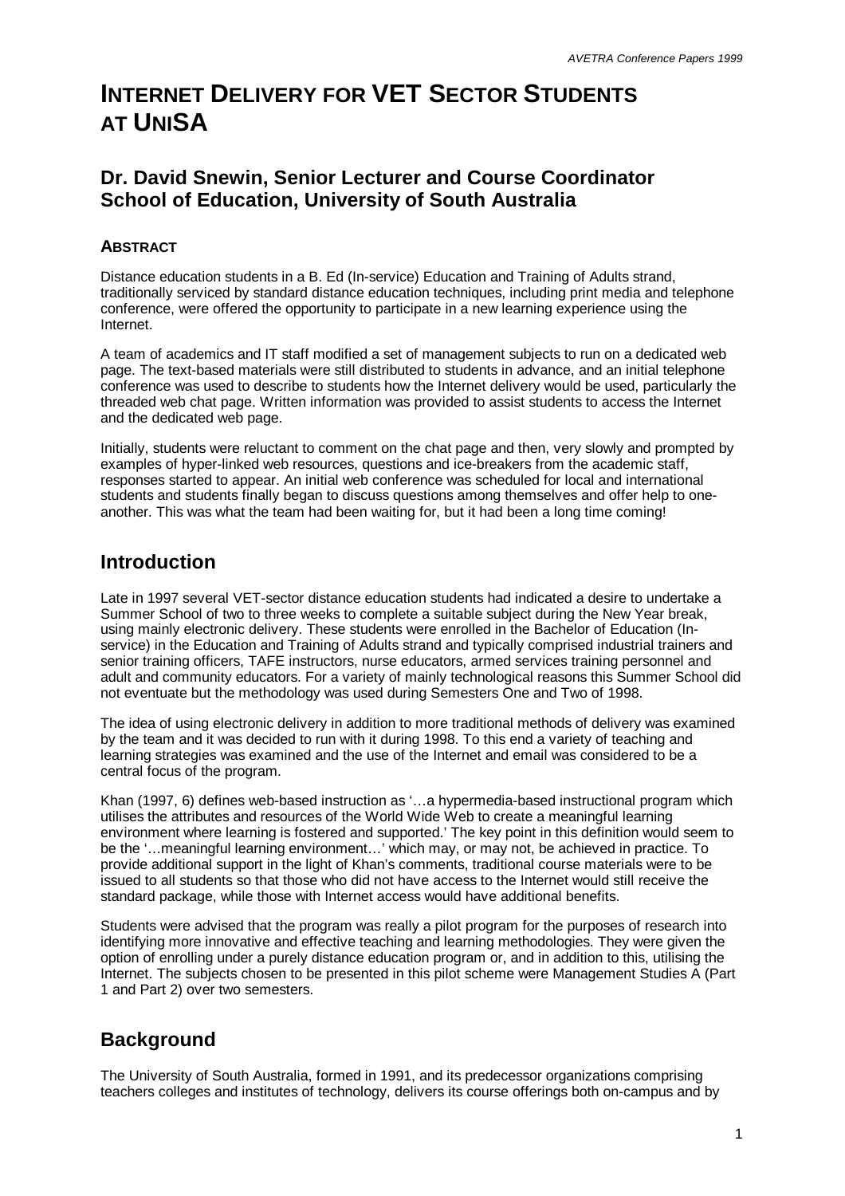# INTERNET DELIVERY FOR VET SECTOR STUDENTS AT UNISA

## Dr. David Snewin, Senior Lecturer and Course Coordinator School of Education, University of South Australia

### ABSTRACT

Distance education students in a B. Ed (In-service) Education and Training of Adults strand, traditionally serviced by standard distance education techniques, including print media and telephone conference, were offered the opportunity to participate in a new learning experience using the Internet.

A team of academics and IT staff modified a set of management subjects to run on a dedicated web page. The text-based materials were still distributed to students in advance, and an initial telephone conference was used to describe to students how the Internet delivery would be used, particularly the threaded web chat page. Written information was provided to assist students to access the Internet and the dedicated web page.

Initially, students were reluctant to comment on the chat page and then, very slowly and prompted by examples of hyper-linked web resources, questions and ice-breakers from the academic staff, responses started to appear. An initial web conference was scheduled for local and international students and students finally began to discuss questions among themselves and offer help to one-another. This was what the team had been waiting for, but it had been a long time coming!

## Introduction

Late in 1997 several VET-sector distance education students had indicated a desire to undertake a Summer School of two to three weeks to complete a suitable subject during the New Year break, using mainly electronic delivery. These students were enrolled in the Bachelor of Education (In-service) in the Education and Training of Adults strand and typically comprised industrial trainers and senior training officers, TAFE instructors, nurse educators, armed services training personnel and adult and community educators. For a variety of mainly technological reasons this Summer School did not eventuate but the methodology was used during Semesters One and Two of 1998.

The idea of using electronic delivery in addition to more traditional methods of delivery was examined by the team and it was decided to run with it during 1998. To this end a variety of teaching and learning strategies was examined and the use of the Internet and email was considered to be a central focus of the program.

Khan (1997, 6) defines web-based instruction as '…a hypermedia-based instructional program which utilises the attributes and resources of the World Wide Web to create a meaningful learning environment where learning is fostered and supported.' The key point in this definition would seem to be the '…meaningful learning environment…' which may, or may not, be achieved in practice. To provide additional support in the light of Khan's comments, traditional course materials were to be issued to all students so that those who did not have access to the Internet would still receive the standard package, while those with Internet access would have additional benefits.

Students were advised that the program was really a pilot program for the purposes of research into identifying more innovative and effective teaching and learning methodologies. They were given the option of enrolling under a purely distance education program or, and in addition to this, utilising the Internet. The subjects chosen to be presented in this pilot scheme were Management Studies A (Part 1 and Part 2) over two semesters.

## Background

The University of South Australia, formed in 1991, and its predecessor organizations comprising teachers colleges and institutes of technology, delivers its course offerings both on-campus and by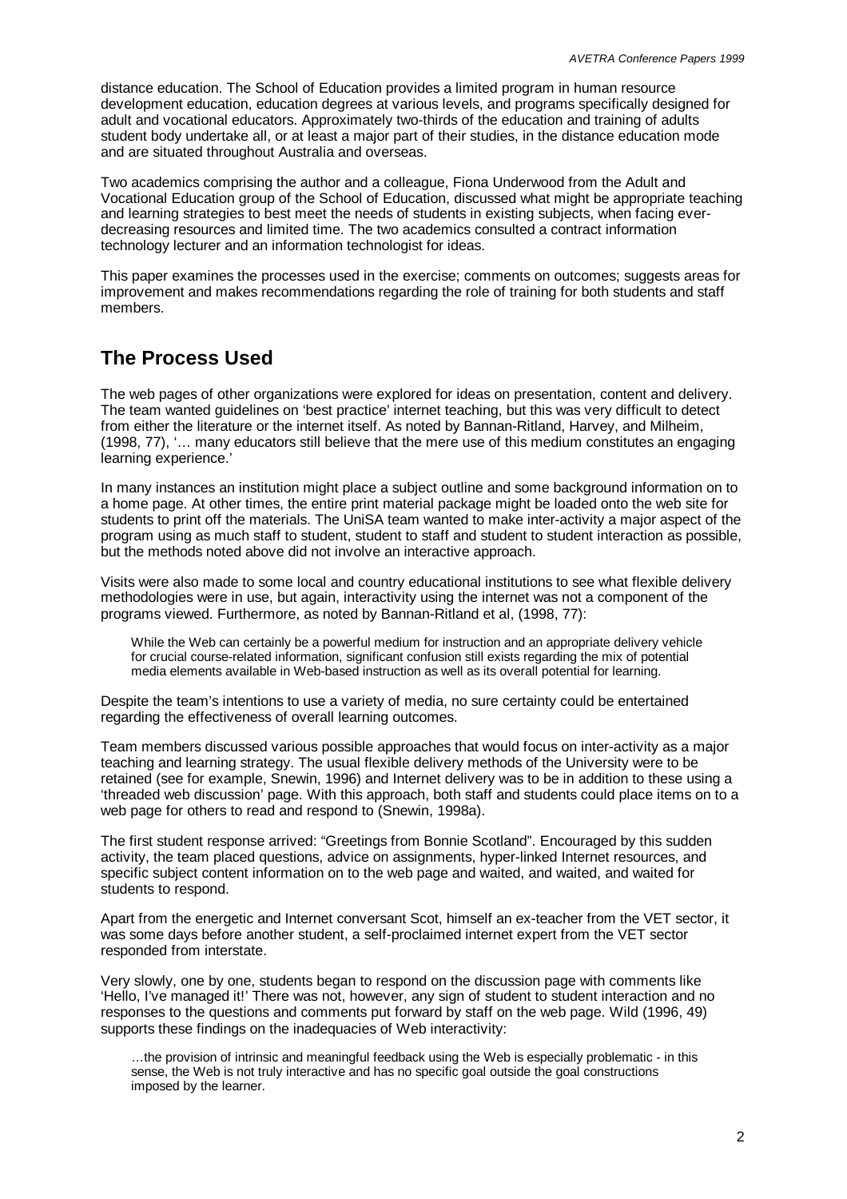distance education. The School of Education provides a limited program in human resource development education, education degrees at various levels, and programs specifically designed for adult and vocational educators. Approximately two-thirds of the education and training of adults student body undertake all, or at least a major part of their studies, in the distance education mode and are situated throughout Australia and overseas.

Two academics comprising the author and a colleague, Fiona Underwood from the Adult and Vocational Education group of the School of Education, discussed what might be appropriate teaching and learning strategies to best meet the needs of students in existing subjects, when facing ever-decreasing resources and limited time. The two academics consulted a contract information technology lecturer and an information technologist for ideas.

This paper examines the processes used in the exercise; comments on outcomes; suggests areas for improvement and makes recommendations regarding the role of training for both students and staff members.

## The Process Used

The web pages of other organizations were explored for ideas on presentation, content and delivery. The team wanted guidelines on 'best practice' internet teaching, but this was very difficult to detect from either the literature or the internet itself. As noted by Bannan-Ritland, Harvey, and Milheim, (1998, 77), '… many educators still believe that the mere use of this medium constitutes an engaging learning experience.'

In many instances an institution might place a subject outline and some background information on to a home page. At other times, the entire print material package might be loaded onto the web site for students to print off the materials. The UniSA team wanted to make inter-activity a major aspect of the program using as much staff to student, student to staff and student to student interaction as possible, but the methods noted above did not involve an interactive approach.

Visits were also made to some local and country educational institutions to see what flexible delivery methodologies were in use, but again, interactivity using the internet was not a component of the programs viewed. Furthermore, as noted by Bannan-Ritland et al, (1998, 77):

> While the Web can certainly be a powerful medium for instruction and an appropriate delivery vehicle for crucial course-related information, significant confusion still exists regarding the mix of potential media elements available in Web-based instruction as well as its overall potential for learning.

Despite the team's intentions to use a variety of media, no sure certainty could be entertained regarding the effectiveness of overall learning outcomes.

Team members discussed various possible approaches that would focus on inter-activity as a major teaching and learning strategy. The usual flexible delivery methods of the University were to be retained (see for example, Snewin, 1996) and Internet delivery was to be in addition to these using a 'threaded web discussion' page. With this approach, both staff and students could place items on to a web page for others to read and respond to (Snewin, 1998a).

The first student response arrived: "Greetings from Bonnie Scotland". Encouraged by this sudden activity, the team placed questions, advice on assignments, hyper-linked Internet resources, and specific subject content information on to the web page and waited, and waited, and waited for students to respond.

Apart from the energetic and Internet conversant Scot, himself an ex-teacher from the VET sector, it was some days before another student, a self-proclaimed internet expert from the VET sector responded from interstate.

Very slowly, one by one, students began to respond on the discussion page with comments like 'Hello, I've managed it!' There was not, however, any sign of student to student interaction and no responses to the questions and comments put forward by staff on the web page. Wild (1996, 49) supports these findings on the inadequacies of Web interactivity:

> …the provision of intrinsic and meaningful feedback using the Web is especially problematic - in this sense, the Web is not truly interactive and has no specific goal outside the goal constructions imposed by the learner.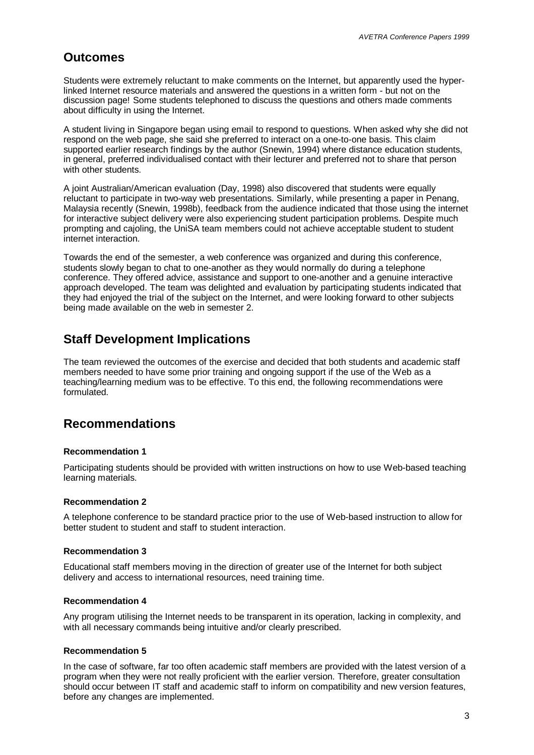## Outcomes

Students were extremely reluctant to make comments on the Internet, but apparently used the hyper-linked Internet resource materials and answered the questions in a written form - but not on the discussion page! Some students telephoned to discuss the questions and others made comments about difficulty in using the Internet.

A student living in Singapore began using email to respond to questions. When asked why she did not respond on the web page, she said she preferred to interact on a one-to-one basis. This claim supported earlier research findings by the author (Snewin, 1994) where distance education students, in general, preferred individualised contact with their lecturer and preferred not to share that person with other students.

A joint Australian/American evaluation (Day, 1998) also discovered that students were equally reluctant to participate in two-way web presentations. Similarly, while presenting a paper in Penang, Malaysia recently (Snewin, 1998b), feedback from the audience indicated that those using the internet for interactive subject delivery were also experiencing student participation problems. Despite much prompting and cajoling, the UniSA team members could not achieve acceptable student to student internet interaction.

Towards the end of the semester, a web conference was organized and during this conference, students slowly began to chat to one-another as they would normally do during a telephone conference. They offered advice, assistance and support to one-another and a genuine interactive approach developed. The team was delighted and evaluation by participating students indicated that they had enjoyed the trial of the subject on the Internet, and were looking forward to other subjects being made available on the web in semester 2.

## Staff Development Implications

The team reviewed the outcomes of the exercise and decided that both students and academic staff members needed to have some prior training and ongoing support if the use of the Web as a teaching/learning medium was to be effective. To this end, the following recommendations were formulated.

## Recommendations

**Recommendation 1**

Participating students should be provided with written instructions on how to use Web-based teaching learning materials.

**Recommendation 2**

A telephone conference to be standard practice prior to the use of Web-based instruction to allow for better student to student and staff to student interaction.

**Recommendation 3**

Educational staff members moving in the direction of greater use of the Internet for both subject delivery and access to international resources, need training time.

**Recommendation 4**

Any program utilising the Internet needs to be transparent in its operation, lacking in complexity, and with all necessary commands being intuitive and/or clearly prescribed.

**Recommendation 5**

In the case of software, far too often academic staff members are provided with the latest version of a program when they were not really proficient with the earlier version. Therefore, greater consultation should occur between IT staff and academic staff to inform on compatibility and new version features, before any changes are implemented.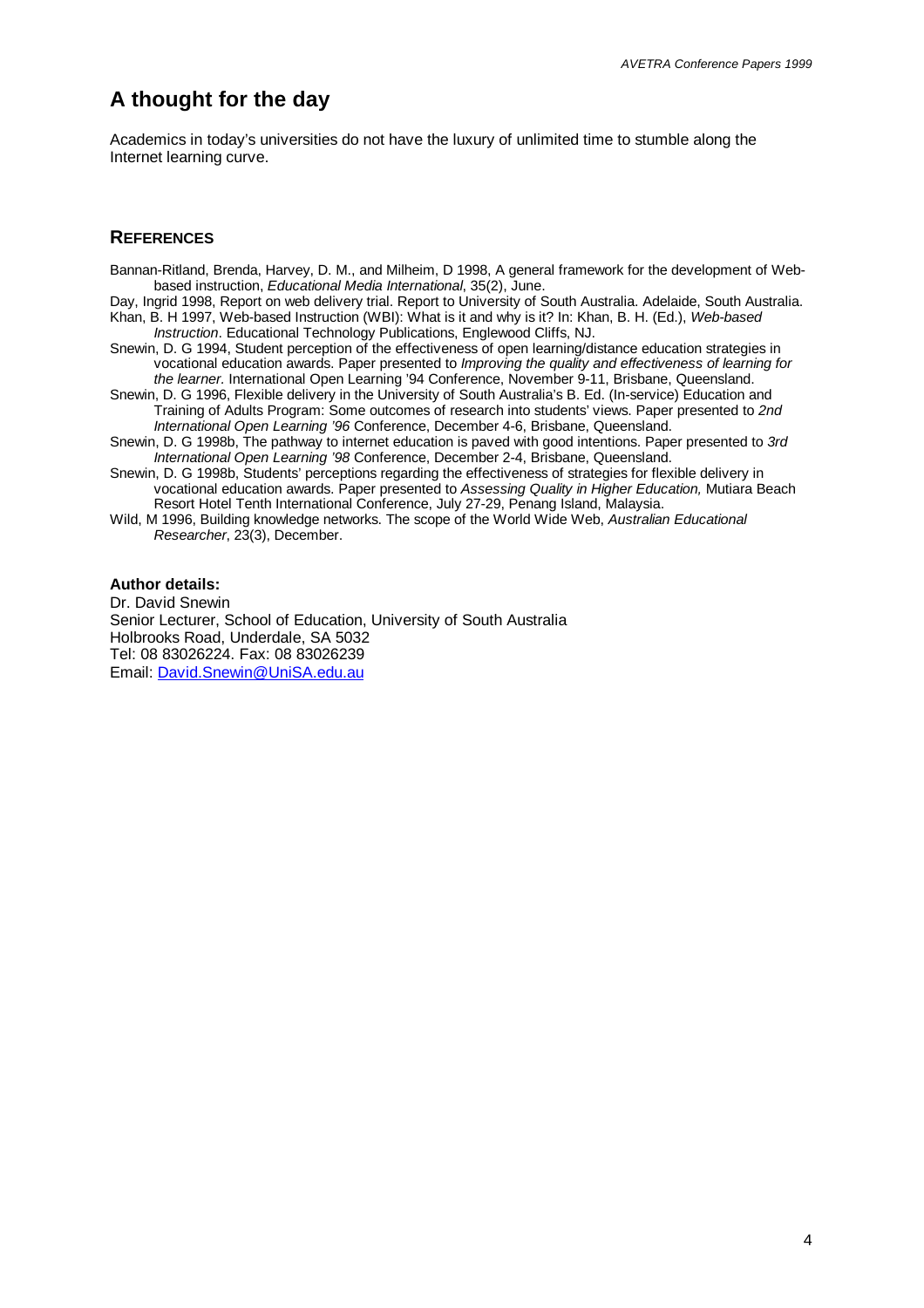## A thought for the day

Academics in today's universities do not have the luxury of unlimited time to stumble along the Internet learning curve.

### REFERENCES

Bannan-Ritland, Brenda, Harvey, D. M., and Milheim, D 1998, A general framework for the development of Web-based instruction, *Educational Media International*, 35(2), June.

Day, Ingrid 1998, Report on web delivery trial. Report to University of South Australia. Adelaide, South Australia.

Khan, B. H 1997, Web-based Instruction (WBI): What is it and why is it? In: Khan, B. H. (Ed.), *Web-based Instruction*. Educational Technology Publications, Englewood Cliffs, NJ.

Snewin, D. G 1994, Student perception of the effectiveness of open learning/distance education strategies in vocational education awards. Paper presented to *Improving the quality and effectiveness of learning for the learner.* International Open Learning '94 Conference, November 9-11, Brisbane, Queensland.

Snewin, D. G 1996, Flexible delivery in the University of South Australia's B. Ed. (In-service) Education and Training of Adults Program: Some outcomes of research into students' views. Paper presented to *2nd International Open Learning '96* Conference, December 4-6, Brisbane, Queensland.

Snewin, D. G 1998b, The pathway to internet education is paved with good intentions. Paper presented to *3rd International Open Learning '98* Conference, December 2-4, Brisbane, Queensland.

Snewin, D. G 1998b, Students' perceptions regarding the effectiveness of strategies for flexible delivery in vocational education awards. Paper presented to *Assessing Quality in Higher Education,* Mutiara Beach Resort Hotel Tenth International Conference, July 27-29, Penang Island, Malaysia.

Wild, M 1996, Building knowledge networks. The scope of the World Wide Web, *Australian Educational Researcher*, 23(3), December.

**Author details:**

Dr. David Snewin
Senior Lecturer, School of Education, University of South Australia
Holbrooks Road, Underdale, SA 5032
Tel: 08 83026224. Fax: 08 83026239
Email: David.Snewin@UniSA.edu.au